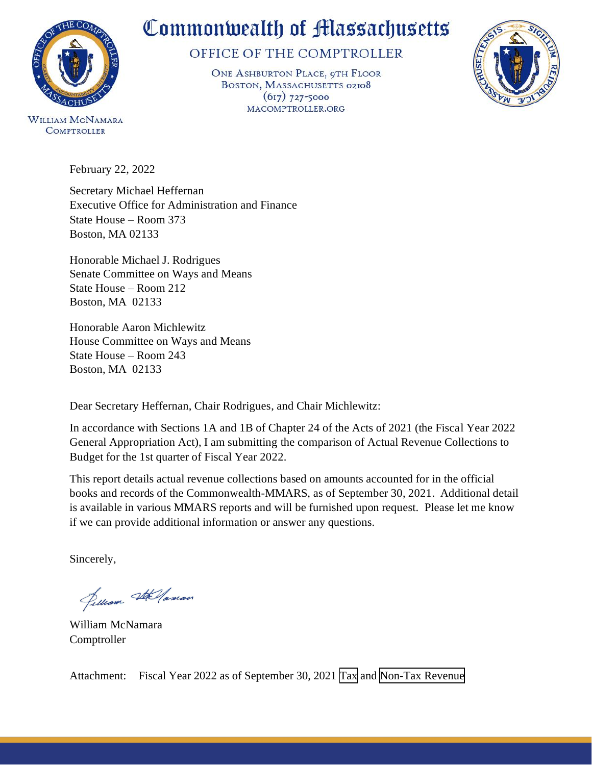# Commonwealth of Massachusetts

## OFFICE OF THE COMPTROLLER

ONE ASHBURTON PLACE, 9TH FLOOR
BOSTON, MASSACHUSETTS 02108
(617) 727-5000
MACOMPTROLLER.ORG

WILLIAM MCNAMARA
COMPTROLLER

February 22, 2022

Secretary Michael Heffernan
Executive Office for Administration and Finance
State House – Room 373
Boston, MA 02133

Honorable Michael J. Rodrigues
Senate Committee on Ways and Means
State House – Room 212
Boston, MA 02133

Honorable Aaron Michlewitz
House Committee on Ways and Means
State House – Room 243
Boston, MA 02133

Dear Secretary Heffernan, Chair Rodrigues, and Chair Michlewitz:

In accordance with Sections 1A and 1B of Chapter 24 of the Acts of 2021 (the Fiscal Year 2022 General Appropriation Act), I am submitting the comparison of Actual Revenue Collections to Budget for the 1st quarter of Fiscal Year 2022.

This report details actual revenue collections based on amounts accounted for in the official books and records of the Commonwealth-MMARS, as of September 30, 2021. Additional detail is available in various MMARS reports and will be furnished upon request. Please let me know if we can provide additional information or answer any questions.

Sincerely,

William McNamara
Comptroller

Attachment: Fiscal Year 2022 as of September 30, 2021 Tax and Non-Tax Revenue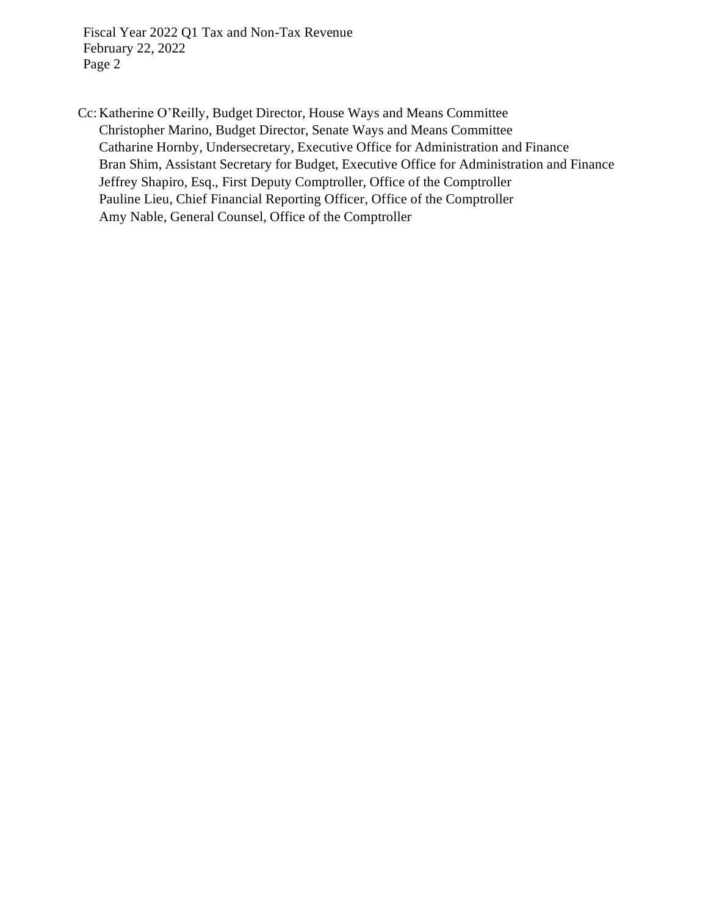Cc: Katherine O'Reilly, Budget Director, House Ways and Means Committee
Christopher Marino, Budget Director, Senate Ways and Means Committee
Catharine Hornby, Undersecretary, Executive Office for Administration and Finance
Bran Shim, Assistant Secretary for Budget, Executive Office for Administration and Finance
Jeffrey Shapiro, Esq., First Deputy Comptroller, Office of the Comptroller
Pauline Lieu, Chief Financial Reporting Officer, Office of the Comptroller
Amy Nable, General Counsel, Office of the Comptroller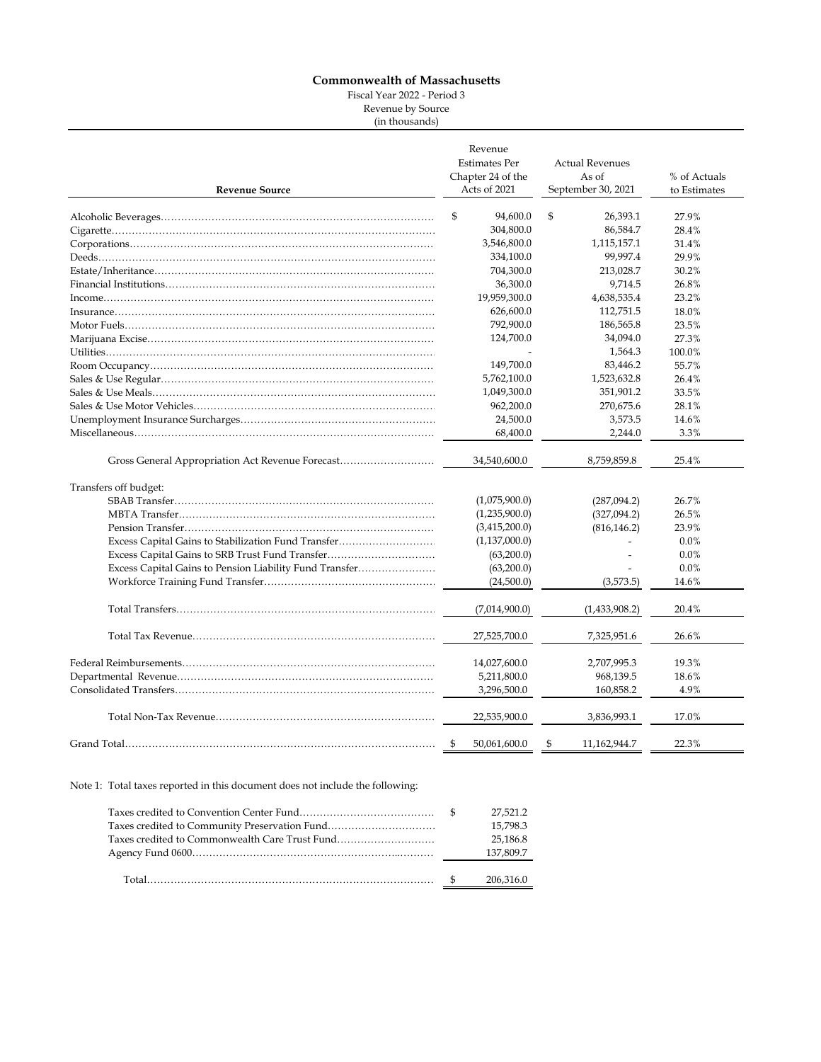**Commonwealth of Massachusetts**

Fiscal Year 2022 - Period 3

Revenue by Source

(in thousands)

| Revenue Source | Revenue Estimates Per Chapter 24 of the Acts of 2021 | Actual Revenues As of September 30, 2021 | % of Actuals to Estimates |
|---|---|---|---|
| Alcoholic Beverages | $ 94,600.0 | $ 26,393.1 | 27.9% |
| Cigarette | 304,800.0 | 86,584.7 | 28.4% |
| Corporations | 3,546,800.0 | 1,115,157.1 | 31.4% |
| Deeds | 334,100.0 | 99,997.4 | 29.9% |
| Estate/Inheritance | 704,300.0 | 213,028.7 | 30.2% |
| Financial Institutions | 36,300.0 | 9,714.5 | 26.8% |
| Income | 19,959,300.0 | 4,638,535.4 | 23.2% |
| Insurance | 626,600.0 | 112,751.5 | 18.0% |
| Motor Fuels | 792,900.0 | 186,565.8 | 23.5% |
| Marijuana Excise | 124,700.0 | 34,094.0 | 27.3% |
| Utilities | - | 1,564.3 | 100.0% |
| Room Occupancy | 149,700.0 | 83,446.2 | 55.7% |
| Sales & Use Regular | 5,762,100.0 | 1,523,632.8 | 26.4% |
| Sales & Use Meals | 1,049,300.0 | 351,901.2 | 33.5% |
| Sales & Use Motor Vehicles | 962,200.0 | 270,675.6 | 28.1% |
| Unemployment Insurance Surcharges | 24,500.0 | 3,573.5 | 14.6% |
| Miscellaneous | 68,400.0 | 2,244.0 | 3.3% |
| Gross General Appropriation Act Revenue Forecast | 34,540,600.0 | 8,759,859.8 | 25.4% |
| Transfers off budget: | | | |
| SBAB Transfer | (1,075,900.0) | (287,094.2) | 26.7% |
| MBTA Transfer | (1,235,900.0) | (327,094.2) | 26.5% |
| Pension Transfer | (3,415,200.0) | (816,146.2) | 23.9% |
| Excess Capital Gains to Stabilization Fund Transfer | (1,137,000.0) | - | 0.0% |
| Excess Capital Gains to SRB Trust Fund Transfer | (63,200.0) | - | 0.0% |
| Excess Capital Gains to Pension Liability Fund Transfer | (63,200.0) | - | 0.0% |
| Workforce Training Fund Transfer | (24,500.0) | (3,573.5) | 14.6% |
| Total Transfers | (7,014,900.0) | (1,433,908.2) | 20.4% |
| Total Tax Revenue | 27,525,700.0 | 7,325,951.6 | 26.6% |
| Federal Reimbursements | 14,027,600.0 | 2,707,995.3 | 19.3% |
| Departmental Revenue | 5,211,800.0 | 968,139.5 | 18.6% |
| Consolidated Transfers | 3,296,500.0 | 160,858.2 | 4.9% |
| Total Non-Tax Revenue | 22,535,900.0 | 3,836,993.1 | 17.0% |
| Grand Total | $ 50,061,600.0 | $ 11,162,944.7 | 22.3% |

Note 1: Total taxes reported in this document does not include the following:

| | |
|---|---|
| Taxes credited to Convention Center Fund | $ 27,521.2 |
| Taxes credited to Community Preservation Fund | 15,798.3 |
| Taxes credited to Commonwealth Care Trust Fund | 25,186.8 |
| Agency Fund 0600 | 137,809.7 |
| Total | $ 206,316.0 |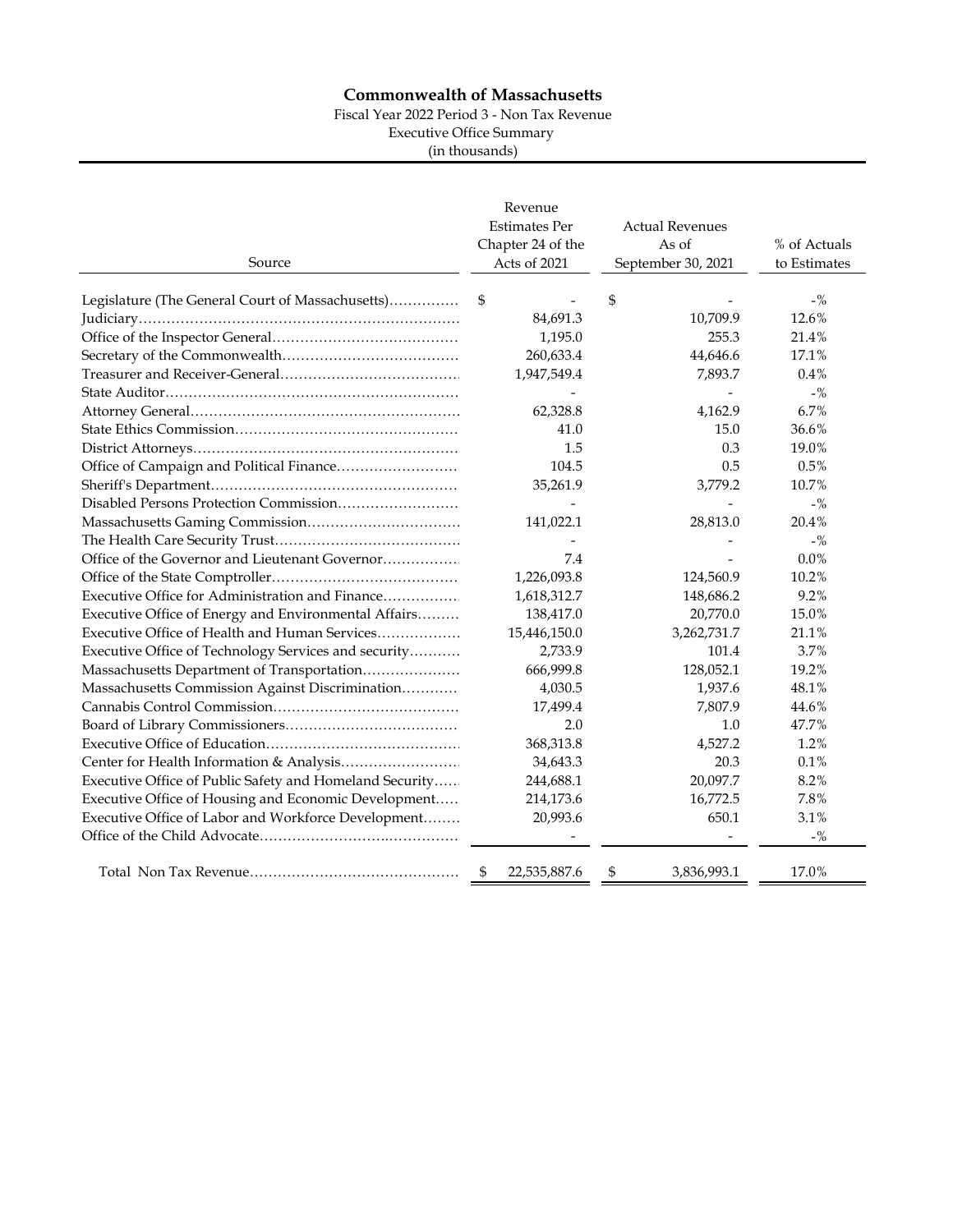# Commonwealth of Massachusetts

Fiscal Year 2022 Period 3 - Non Tax Revenue

Executive Office Summary

(in thousands)

| Source | Revenue Estimates Per Chapter 24 of the Acts of 2021 | Actual Revenues As of September 30, 2021 | % of Actuals to Estimates |
|---|---|---|---|
| Legislature (The General Court of Massachusetts) | $ - | $ - | -% |
| Judiciary | 84,691.3 | 10,709.9 | 12.6% |
| Office of the Inspector General | 1,195.0 | 255.3 | 21.4% |
| Secretary of the Commonwealth | 260,633.4 | 44,646.6 | 17.1% |
| Treasurer and Receiver-General | 1,947,549.4 | 7,893.7 | 0.4% |
| State Auditor | - | - | -% |
| Attorney General | 62,328.8 | 4,162.9 | 6.7% |
| State Ethics Commission | 41.0 | 15.0 | 36.6% |
| District Attorneys | 1.5 | 0.3 | 19.0% |
| Office of Campaign and Political Finance | 104.5 | 0.5 | 0.5% |
| Sheriff's Department | 35,261.9 | 3,779.2 | 10.7% |
| Disabled Persons Protection Commission | - | - | -% |
| Massachusetts Gaming Commission | 141,022.1 | 28,813.0 | 20.4% |
| The Health Care Security Trust | - | - | -% |
| Office of the Governor and Lieutenant Governor | 7.4 | - | 0.0% |
| Office of the State Comptroller | 1,226,093.8 | 124,560.9 | 10.2% |
| Executive Office for Administration and Finance | 1,618,312.7 | 148,686.2 | 9.2% |
| Executive Office of Energy and Environmental Affairs | 138,417.0 | 20,770.0 | 15.0% |
| Executive Office of Health and Human Services | 15,446,150.0 | 3,262,731.7 | 21.1% |
| Executive Office of Technology Services and security | 2,733.9 | 101.4 | 3.7% |
| Massachusetts Department of Transportation | 666,999.8 | 128,052.1 | 19.2% |
| Massachusetts Commission Against Discrimination | 4,030.5 | 1,937.6 | 48.1% |
| Cannabis Control Commission | 17,499.4 | 7,807.9 | 44.6% |
| Board of Library Commissioners | 2.0 | 1.0 | 47.7% |
| Executive Office of Education | 368,313.8 | 4,527.2 | 1.2% |
| Center for Health Information & Analysis | 34,643.3 | 20.3 | 0.1% |
| Executive Office of Public Safety and Homeland Security | 244,688.1 | 20,097.7 | 8.2% |
| Executive Office of Housing and Economic Development | 214,173.6 | 16,772.5 | 7.8% |
| Executive Office of Labor and Workforce Development | 20,993.6 | 650.1 | 3.1% |
| Office of the Child Advocate | - | - | -% |
| Total Non Tax Revenue | $ 22,535,887.6 | $ 3,836,993.1 | 17.0% |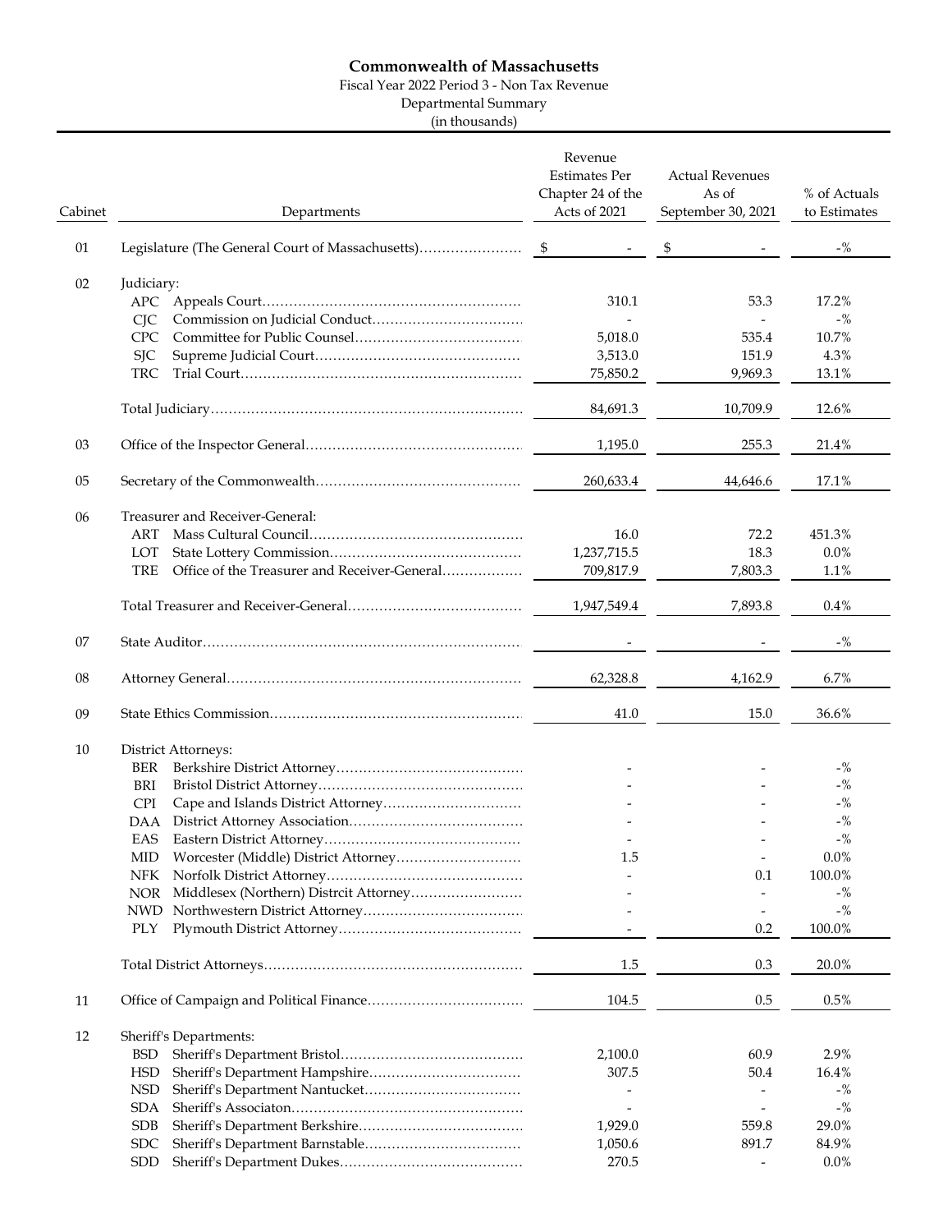# Commonwealth of Massachusetts

Fiscal Year 2022 Period 3 - Non Tax Revenue
Departmental Summary
(in thousands)

| Cabinet | Departments | Revenue Estimates Per Chapter 24 of the Acts of 2021 | Actual Revenues As of September 30, 2021 | % of Actuals to Estimates |
|---|---|---|---|---|
| 01 | Legislature (The General Court of Massachusetts) | $ - | $ - | -% |
| 02 | Judiciary: | | | |
| | APC Appeals Court | 310.1 | 53.3 | 17.2% |
| | CJC Commission on Judicial Conduct | - | - | -% |
| | CPC Committee for Public Counsel | 5,018.0 | 535.4 | 10.7% |
| | SJC Supreme Judicial Court | 3,513.0 | 151.9 | 4.3% |
| | TRC Trial Court | 75,850.2 | 9,969.3 | 13.1% |
| | Total Judiciary | 84,691.3 | 10,709.9 | 12.6% |
| 03 | Office of the Inspector General | 1,195.0 | 255.3 | 21.4% |
| 05 | Secretary of the Commonwealth | 260,633.4 | 44,646.6 | 17.1% |
| 06 | Treasurer and Receiver-General: | | | |
| | ART Mass Cultural Council | 16.0 | 72.2 | 451.3% |
| | LOT State Lottery Commission | 1,237,715.5 | 18.3 | 0.0% |
| | TRE Office of the Treasurer and Receiver-General | 709,817.9 | 7,803.3 | 1.1% |
| | Total Treasurer and Receiver-General | 1,947,549.4 | 7,893.8 | 0.4% |
| 07 | State Auditor | - | - | -% |
| 08 | Attorney General | 62,328.8 | 4,162.9 | 6.7% |
| 09 | State Ethics Commission | 41.0 | 15.0 | 36.6% |
| 10 | District Attorneys: | | | |
| | BER Berkshire District Attorney | - | - | -% |
| | BRI Bristol District Attorney | - | - | -% |
| | CPI Cape and Islands District Attorney | - | - | -% |
| | DAA District Attorney Association | - | - | -% |
| | EAS Eastern District Attorney | - | - | -% |
| | MID Worcester (Middle) District Attorney | 1.5 | - | 0.0% |
| | NFK Norfolk District Attorney | - | 0.1 | 100.0% |
| | NOR Middlesex (Northern) Distrcit Attorney | - | - | -% |
| | NWD Northwestern District Attorney | - | - | -% |
| | PLY Plymouth District Attorney | - | 0.2 | 100.0% |
| | Total District Attorneys | 1.5 | 0.3 | 20.0% |
| 11 | Office of Campaign and Political Finance | 104.5 | 0.5 | 0.5% |
| 12 | Sheriff's Departments: | | | |
| | BSD Sheriff's Department Bristol | 2,100.0 | 60.9 | 2.9% |
| | HSD Sheriff's Department Hampshire | 307.5 | 50.4 | 16.4% |
| | NSD Sheriff's Department Nantucket | - | - | -% |
| | SDA Sheriff's Associaton | - | - | -% |
| | SDB Sheriff's Department Berkshire | 1,929.0 | 559.8 | 29.0% |
| | SDC Sheriff's Department Barnstable | 1,050.6 | 891.7 | 84.9% |
| | SDD Sheriff's Department Dukes | 270.5 | - | 0.0% |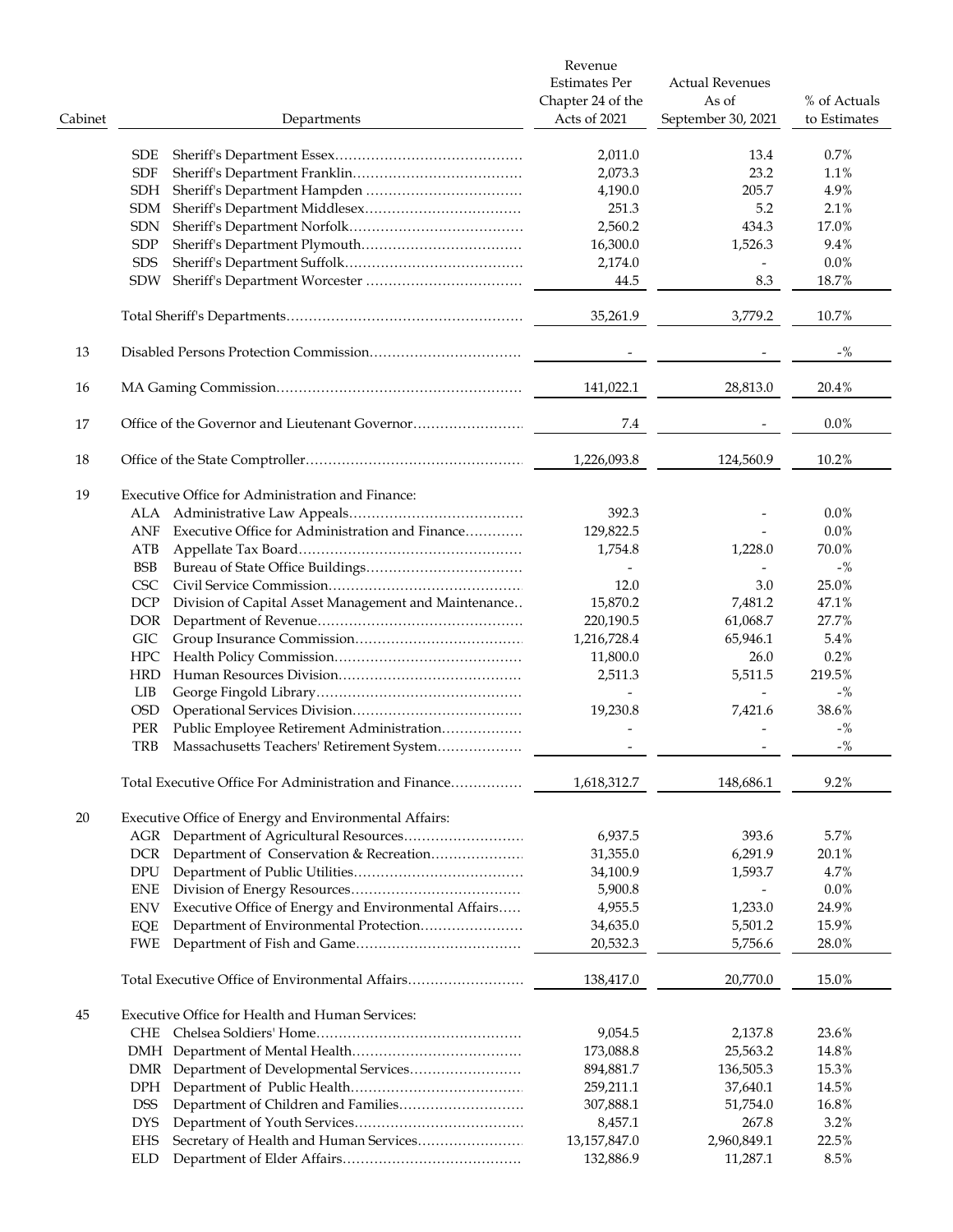| Cabinet | | Departments | Revenue Estimates Per Chapter 24 of the Acts of 2021 | Actual Revenues As of September 30, 2021 | % of Actuals to Estimates |
|---|---|---|---|---|---|
| | SDE | Sheriff's Department Essex | 2,011.0 | 13.4 | 0.7% |
| | SDF | Sheriff's Department Franklin | 2,073.3 | 23.2 | 1.1% |
| | SDH | Sheriff's Department Hampden | 4,190.0 | 205.7 | 4.9% |
| | SDM | Sheriff's Department Middlesex | 251.3 | 5.2 | 2.1% |
| | SDN | Sheriff's Department Norfolk | 2,560.2 | 434.3 | 17.0% |
| | SDP | Sheriff's Department Plymouth | 16,300.0 | 1,526.3 | 9.4% |
| | SDS | Sheriff's Department Suffolk | 2,174.0 | - | 0.0% |
| | SDW | Sheriff's Department Worcester | 44.5 | 8.3 | 18.7% |
| | | Total Sheriff's Departments | 35,261.9 | 3,779.2 | 10.7% |
| 13 | | Disabled Persons Protection Commission | - | - | -% |
| 16 | | MA Gaming Commission | 141,022.1 | 28,813.0 | 20.4% |
| 17 | | Office of the Governor and Lieutenant Governor | 7.4 | - | 0.0% |
| 18 | | Office of the State Comptroller | 1,226,093.8 | 124,560.9 | 10.2% |
| 19 | | Executive Office for Administration and Finance: | | | |
| | ALA | Administrative Law Appeals | 392.3 | - | 0.0% |
| | ANF | Executive Office for Administration and Finance | 129,822.5 | - | 0.0% |
| | ATB | Appellate Tax Board | 1,754.8 | 1,228.0 | 70.0% |
| | BSB | Bureau of State Office Buildings | - | - | -% |
| | CSC | Civil Service Commission | 12.0 | 3.0 | 25.0% |
| | DCP | Division of Capital Asset Management and Maintenance | 15,870.2 | 7,481.2 | 47.1% |
| | DOR | Department of Revenue | 220,190.5 | 61,068.7 | 27.7% |
| | GIC | Group Insurance Commission | 1,216,728.4 | 65,946.1 | 5.4% |
| | HPC | Health Policy Commission | 11,800.0 | 26.0 | 0.2% |
| | HRD | Human Resources Division | 2,511.3 | 5,511.5 | 219.5% |
| | LIB | George Fingold Library | - | - | -% |
| | OSD | Operational Services Division | 19,230.8 | 7,421.6 | 38.6% |
| | PER | Public Employee Retirement Administration | - | - | -% |
| | TRB | Massachusetts Teachers' Retirement System | - | - | -% |
| | | Total Executive Office For Administration and Finance | 1,618,312.7 | 148,686.1 | 9.2% |
| 20 | | Executive Office of Energy and Environmental Affairs: | | | |
| | AGR | Department of Agricultural Resources | 6,937.5 | 393.6 | 5.7% |
| | DCR | Department of Conservation & Recreation | 31,355.0 | 6,291.9 | 20.1% |
| | DPU | Department of Public Utilities | 34,100.9 | 1,593.7 | 4.7% |
| | ENE | Division of Energy Resources | 5,900.8 | - | 0.0% |
| | ENV | Executive Office of Energy and Environmental Affairs | 4,955.5 | 1,233.0 | 24.9% |
| | EQE | Department of Environmental Protection | 34,635.0 | 5,501.2 | 15.9% |
| | FWE | Department of Fish and Game | 20,532.3 | 5,756.6 | 28.0% |
| | | Total Executive Office of Environmental Affairs | 138,417.0 | 20,770.0 | 15.0% |
| 45 | | Executive Office for Health and Human Services: | | | |
| | CHE | Chelsea Soldiers' Home | 9,054.5 | 2,137.8 | 23.6% |
| | DMH | Department of Mental Health | 173,088.8 | 25,563.2 | 14.8% |
| | DMR | Department of Developmental Services | 894,881.7 | 136,505.3 | 15.3% |
| | DPH | Department of Public Health | 259,211.1 | 37,640.1 | 14.5% |
| | DSS | Department of Children and Families | 307,888.1 | 51,754.0 | 16.8% |
| | DYS | Department of Youth Services | 8,457.1 | 267.8 | 3.2% |
| | EHS | Secretary of Health and Human Services | 13,157,847.0 | 2,960,849.1 | 22.5% |
| | ELD | Department of Elder Affairs | 132,886.9 | 11,287.1 | 8.5% |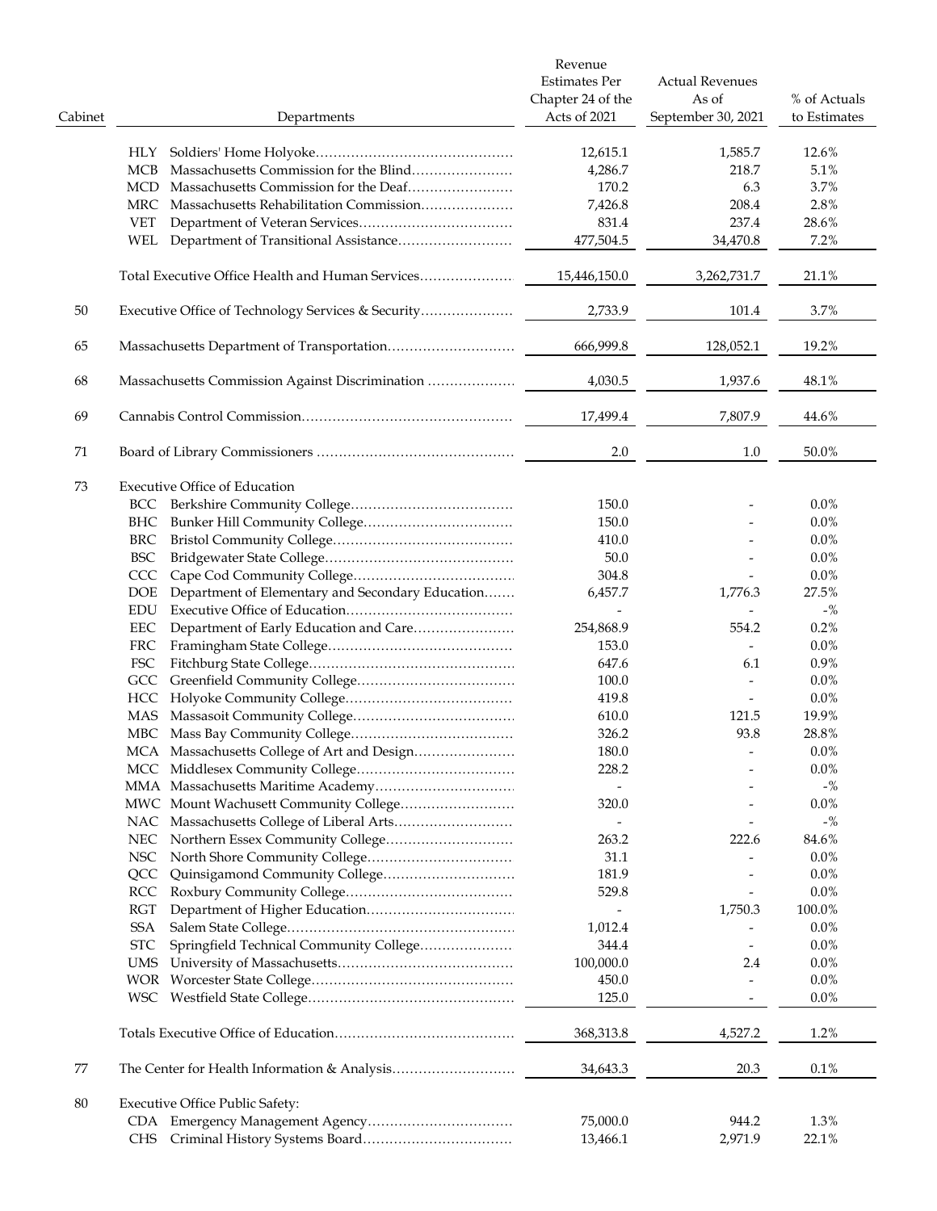| Cabinet | | Departments | Revenue Estimates Per Chapter 24 of the Acts of 2021 | Actual Revenues As of September 30, 2021 | % of Actuals to Estimates |
|---|---|---|---|---|---|
| | HLY | Soldiers' Home Holyoke | 12,615.1 | 1,585.7 | 12.6% |
| | MCB | Massachusetts Commission for the Blind | 4,286.7 | 218.7 | 5.1% |
| | MCD | Massachusetts Commission for the Deaf | 170.2 | 6.3 | 3.7% |
| | MRC | Massachusetts Rehabilitation Commission | 7,426.8 | 208.4 | 2.8% |
| | VET | Department of Veteran Services | 831.4 | 237.4 | 28.6% |
| | WEL | Department of Transitional Assistance | 477,504.5 | 34,470.8 | 7.2% |
| | | Total Executive Office Health and Human Services | 15,446,150.0 | 3,262,731.7 | 21.1% |
| 50 | | Executive Office of Technology Services & Security | 2,733.9 | 101.4 | 3.7% |
| 65 | | Massachusetts Department of Transportation | 666,999.8 | 128,052.1 | 19.2% |
| 68 | | Massachusetts Commission Against Discrimination | 4,030.5 | 1,937.6 | 48.1% |
| 69 | | Cannabis Control Commission | 17,499.4 | 7,807.9 | 44.6% |
| 71 | | Board of Library Commissioners | 2.0 | 1.0 | 50.0% |
| 73 | | Executive Office of Education | | | |
| | BCC | Berkshire Community College | 150.0 | - | 0.0% |
| | BHC | Bunker Hill Community College | 150.0 | - | 0.0% |
| | BRC | Bristol Community College | 410.0 | - | 0.0% |
| | BSC | Bridgewater State College | 50.0 | - | 0.0% |
| | CCC | Cape Cod Community College | 304.8 | - | 0.0% |
| | DOE | Department of Elementary and Secondary Education | 6,457.7 | 1,776.3 | 27.5% |
| | EDU | Executive Office of Education | - | - | -% |
| | EEC | Department of Early Education and Care | 254,868.9 | 554.2 | 0.2% |
| | FRC | Framingham State College | 153.0 | - | 0.0% |
| | FSC | Fitchburg State College | 647.6 | 6.1 | 0.9% |
| | GCC | Greenfield Community College | 100.0 | - | 0.0% |
| | HCC | Holyoke Community College | 419.8 | - | 0.0% |
| | MAS | Massasoit Community College | 610.0 | 121.5 | 19.9% |
| | MBC | Mass Bay Community College | 326.2 | 93.8 | 28.8% |
| | MCA | Massachusetts College of Art and Design | 180.0 | - | 0.0% |
| | MCC | Middlesex Community College | 228.2 | - | 0.0% |
| | MMA | Massachusetts Maritime Academy | - | - | -% |
| | MWC | Mount Wachusett Community College | 320.0 | - | 0.0% |
| | NAC | Massachusetts College of Liberal Arts | - | - | -% |
| | NEC | Northern Essex Community College | 263.2 | 222.6 | 84.6% |
| | NSC | North Shore Community College | 31.1 | - | 0.0% |
| | QCC | Quinsigamond Community College | 181.9 | - | 0.0% |
| | RCC | Roxbury Community College | 529.8 | - | 0.0% |
| | RGT | Department of Higher Education | - | 1,750.3 | 100.0% |
| | SSA | Salem State College | 1,012.4 | - | 0.0% |
| | STC | Springfield Technical Community College | 344.4 | - | 0.0% |
| | UMS | University of Massachusetts | 100,000.0 | 2.4 | 0.0% |
| | WOR | Worcester State College | 450.0 | - | 0.0% |
| | WSC | Westfield State College | 125.0 | - | 0.0% |
| | | Totals Executive Office of Education | 368,313.8 | 4,527.2 | 1.2% |
| 77 | | The Center for Health Information & Analysis | 34,643.3 | 20.3 | 0.1% |
| 80 | | Executive Office Public Safety: | | | |
| | CDA | Emergency Management Agency | 75,000.0 | 944.2 | 1.3% |
| | CHS | Criminal History Systems Board | 13,466.1 | 2,971.9 | 22.1% |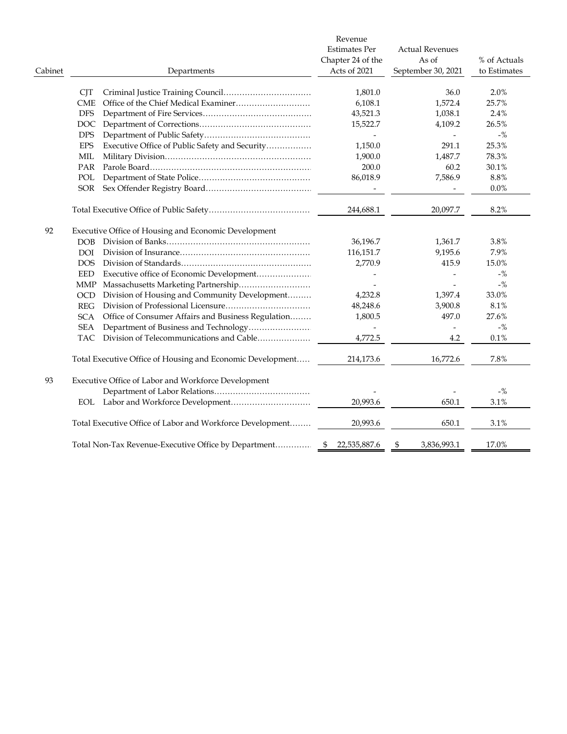| Cabinet | | Departments | Revenue Estimates Per Chapter 24 of the Acts of 2021 | Actual Revenues As of September 30, 2021 | % of Actuals to Estimates |
|---|---|---|---|---|---|
| | CJT | Criminal Justice Training Council | 1,801.0 | 36.0 | 2.0% |
| | CME | Office of the Chief Medical Examiner | 6,108.1 | 1,572.4 | 25.7% |
| | DFS | Department of Fire Services | 43,521.3 | 1,038.1 | 2.4% |
| | DOC | Department of Corrections | 15,522.7 | 4,109.2 | 26.5% |
| | DPS | Department of Public Safety | - | - | -% |
| | EPS | Executive Office of Public Safety and Security | 1,150.0 | 291.1 | 25.3% |
| | MIL | Military Division | 1,900.0 | 1,487.7 | 78.3% |
| | PAR | Parole Board | 200.0 | 60.2 | 30.1% |
| | POL | Department of State Police | 86,018.9 | 7,586.9 | 8.8% |
| | SOR | Sex Offender Registry Board | - | - | 0.0% |
| | | Total Executive Office of Public Safety | 244,688.1 | 20,097.7 | 8.2% |
| 92 | | Executive Office of Housing and Economic Development | | | |
| | DOB | Division of Banks | 36,196.7 | 1,361.7 | 3.8% |
| | DOI | Division of Insurance | 116,151.7 | 9,195.6 | 7.9% |
| | DOS | Division of Standards | 2,770.9 | 415.9 | 15.0% |
| | EED | Executive office of Economic Development | - | - | -% |
| | MMP | Massachusetts Marketing Partnership | - | - | -% |
| | OCD | Division of Housing and Community Development | 4,232.8 | 1,397.4 | 33.0% |
| | REG | Division of Professional Licensure | 48,248.6 | 3,900.8 | 8.1% |
| | SCA | Office of Consumer Affairs and Business Regulation | 1,800.5 | 497.0 | 27.6% |
| | SEA | Department of Business and Technology | - | - | -% |
| | TAC | Division of Telecommunications and Cable | 4,772.5 | 4.2 | 0.1% |
| | | Total Executive Office of Housing and Economic Development | 214,173.6 | 16,772.6 | 7.8% |
| 93 | | Executive Office of Labor and Workforce Development | | | |
| | | Department of Labor Relations | - | - | -% |
| | EOL | Labor and Workforce Development | 20,993.6 | 650.1 | 3.1% |
| | | Total Executive Office of Labor and Workforce Development | 20,993.6 | 650.1 | 3.1% |
| | | Total Non-Tax Revenue-Executive Office by Department | $ 22,535,887.6 | $ 3,836,993.1 | 17.0% |